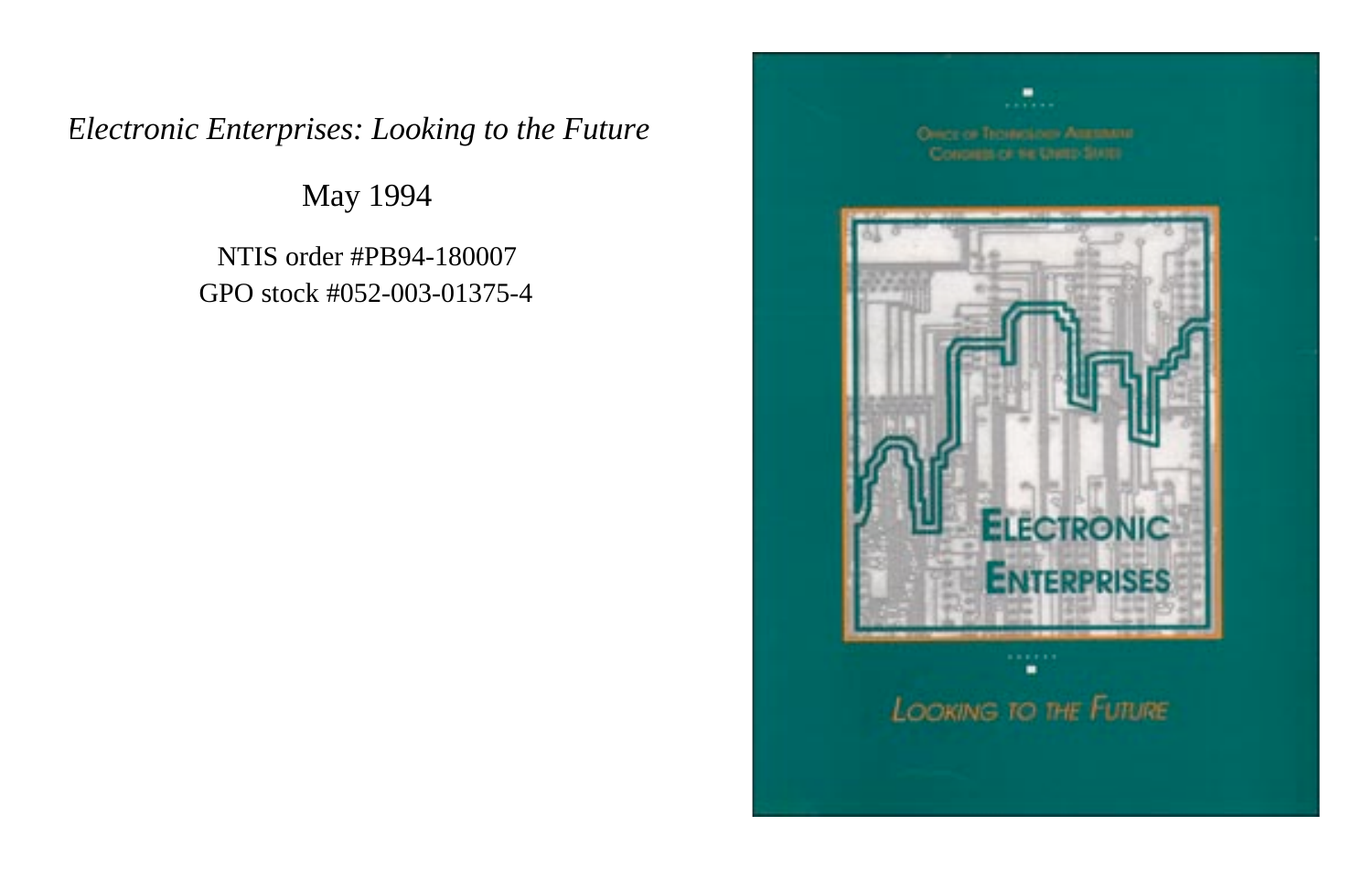*Electronic Enterprises: Looking to the Future*

May 1994

NTIS order #PB94-180007
GPO stock #052-003-01375-4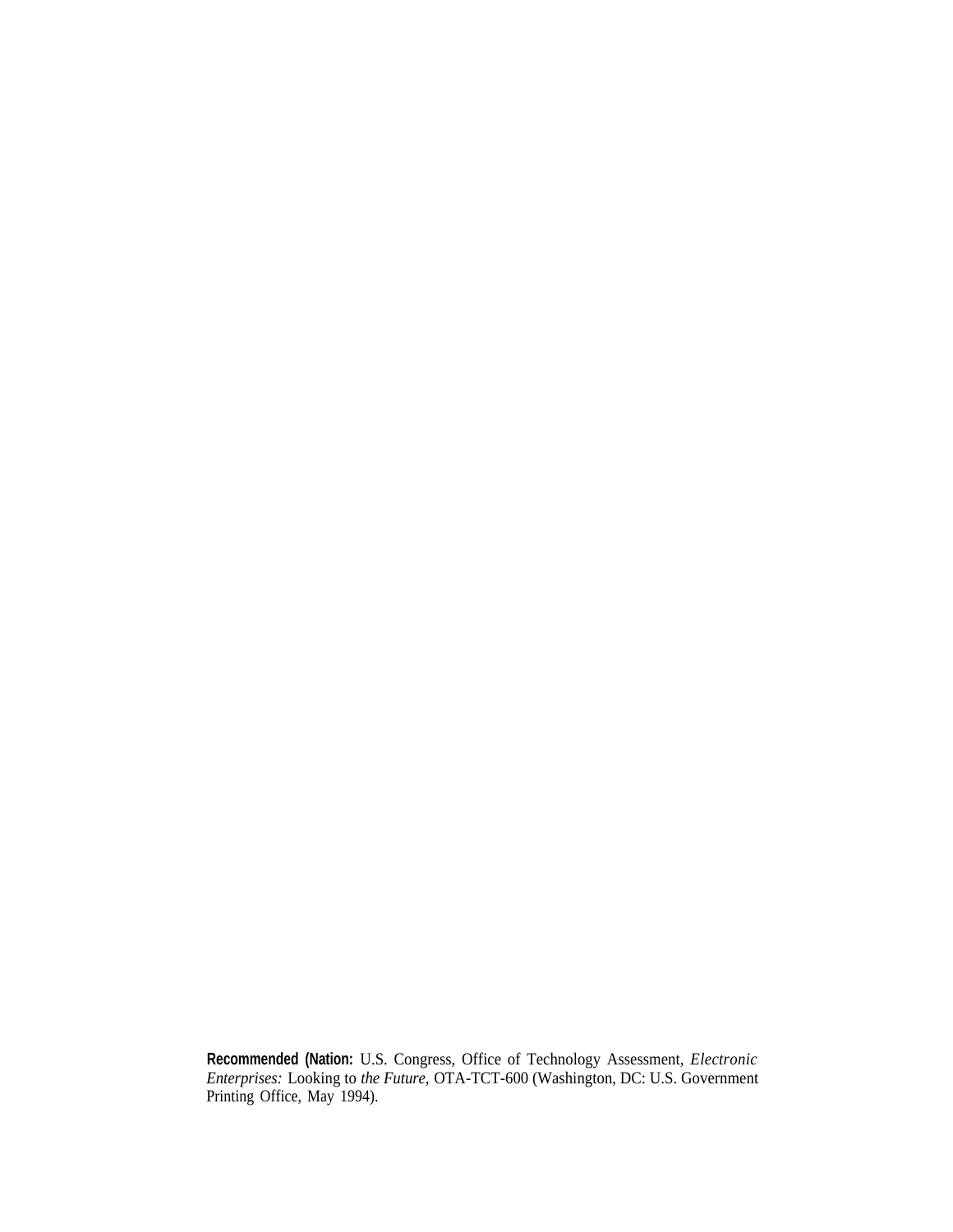**Recommended (Nation:** U.S. Congress, Office of Technology Assessment, *Electronic Enterprises:* Looking to *the Future*, OTA-TCT-600 (Washington, DC: U.S. Government Printing Office, May 1994).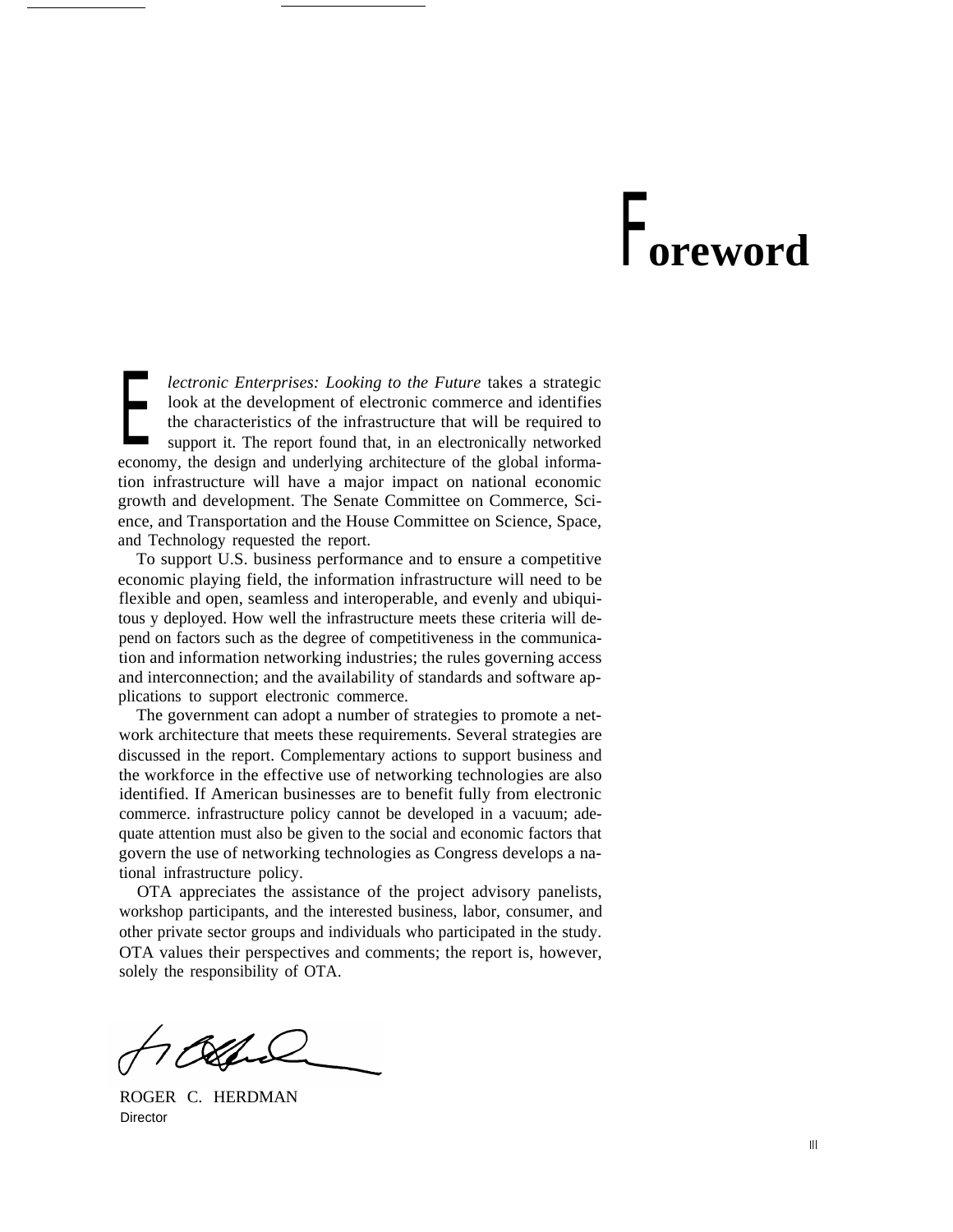# Foreword

*Electronic Enterprises: Looking to the Future* takes a strategic look at the development of electronic commerce and identifies the characteristics of the infrastructure that will be required to support it. The report found that, in an electronically networked economy, the design and underlying architecture of the global information infrastructure will have a major impact on national economic growth and development. The Senate Committee on Commerce, Science, and Transportation and the House Committee on Science, Space, and Technology requested the report.

To support U.S. business performance and to ensure a competitive economic playing field, the information infrastructure will need to be flexible and open, seamless and interoperable, and evenly and ubiquitous y deployed. How well the infrastructure meets these criteria will depend on factors such as the degree of competitiveness in the communication and information networking industries; the rules governing access and interconnection; and the availability of standards and software applications to support electronic commerce.

The government can adopt a number of strategies to promote a network architecture that meets these requirements. Several strategies are discussed in the report. Complementary actions to support business and the workforce in the effective use of networking technologies are also identified. If American businesses are to benefit fully from electronic commerce. infrastructure policy cannot be developed in a vacuum; adequate attention must also be given to the social and economic factors that govern the use of networking technologies as Congress develops a national infrastructure policy.

OTA appreciates the assistance of the project advisory panelists, workshop participants, and the interested business, labor, consumer, and other private sector groups and individuals who participated in the study. OTA values their perspectives and comments; the report is, however, solely the responsibility of OTA.

ROGER C. HERDMAN
Director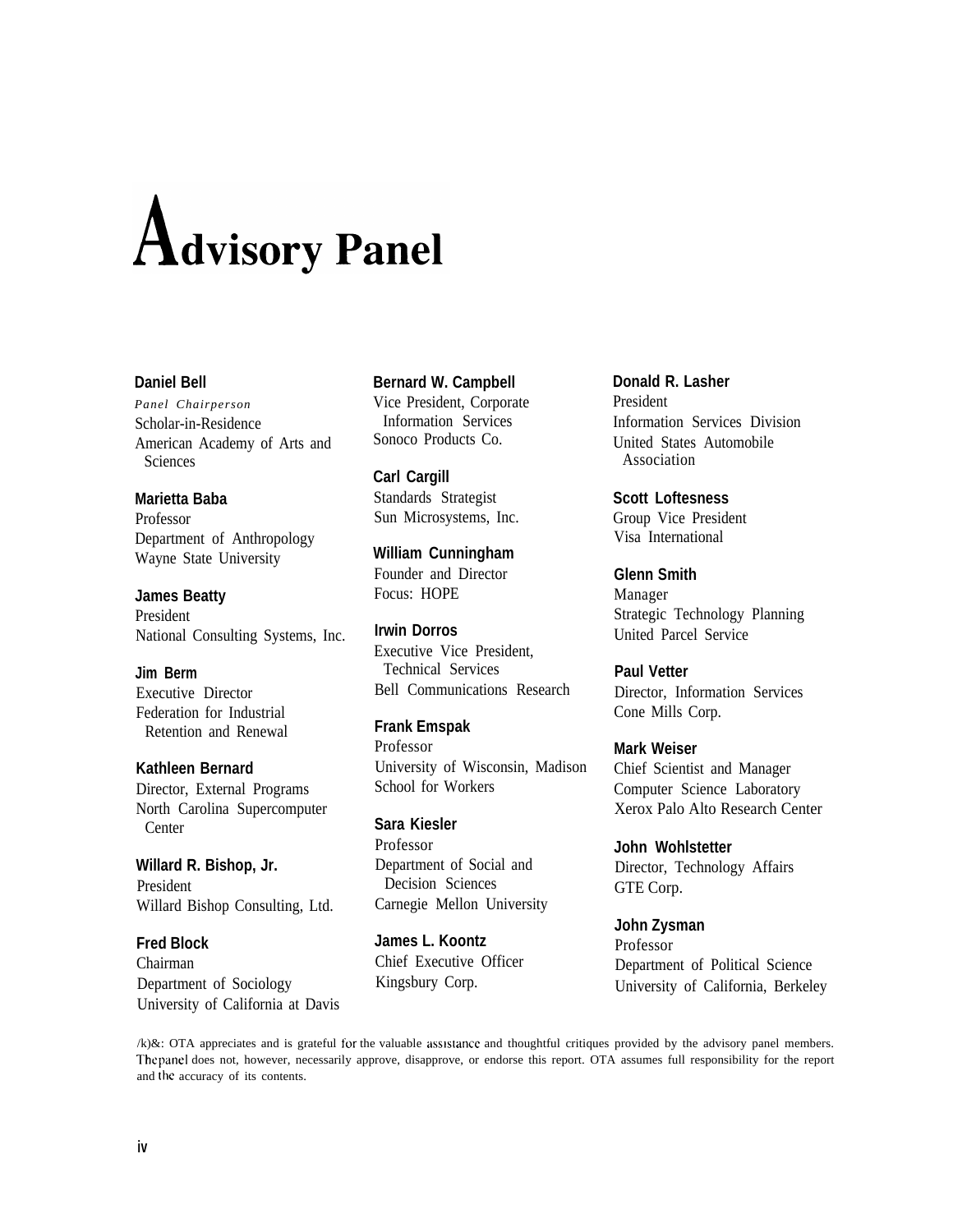# Advisory Panel

**Daniel Bell**
*Panel Chairperson*
Scholar-in-Residence
American Academy of Arts and Sciences

**Marietta Baba**
Professor
Department of Anthropology
Wayne State University

**James Beatty**
President
National Consulting Systems, Inc.

**Jim Berm**
Executive Director
Federation for Industrial Retention and Renewal

**Kathleen Bernard**
Director, External Programs
North Carolina Supercomputer Center

**Willard R. Bishop, Jr.**
President
Willard Bishop Consulting, Ltd.

**Fred Block**
Chairman
Department of Sociology
University of California at Davis

**Bernard W. Campbell**
Vice President, Corporate Information Services
Sonoco Products Co.

**Carl Cargill**
Standards Strategist
Sun Microsystems, Inc.

**William Cunningham**
Founder and Director
Focus: HOPE

**Irwin Dorros**
Executive Vice President, Technical Services
Bell Communications Research

**Frank Emspak**
Professor
University of Wisconsin, Madison
School for Workers

**Sara Kiesler**
Professor
Department of Social and Decision Sciences
Carnegie Mellon University

**James L. Koontz**
Chief Executive Officer
Kingsbury Corp.

**Donald R. Lasher**
President
Information Services Division
United States Automobile Association

**Scott Loftesness**
Group Vice President
Visa International

**Glenn Smith**
Manager
Strategic Technology Planning
United Parcel Service

**Paul Vetter**
Director, Information Services
Cone Mills Corp.

**Mark Weiser**
Chief Scientist and Manager
Computer Science Laboratory
Xerox Palo Alto Research Center

**John Wohlstetter**
Director, Technology Affairs
GTE Corp.

**John Zysman**
Professor
Department of Political Science
University of California, Berkeley

/k)&: OTA appreciates and is grateful for the valuable assistance and thoughtful critiques provided by the advisory panel members. The panel does not, however, necessarily approve, disapprove, or endorse this report. OTA assumes full responsibility for the report and the accuracy of its contents.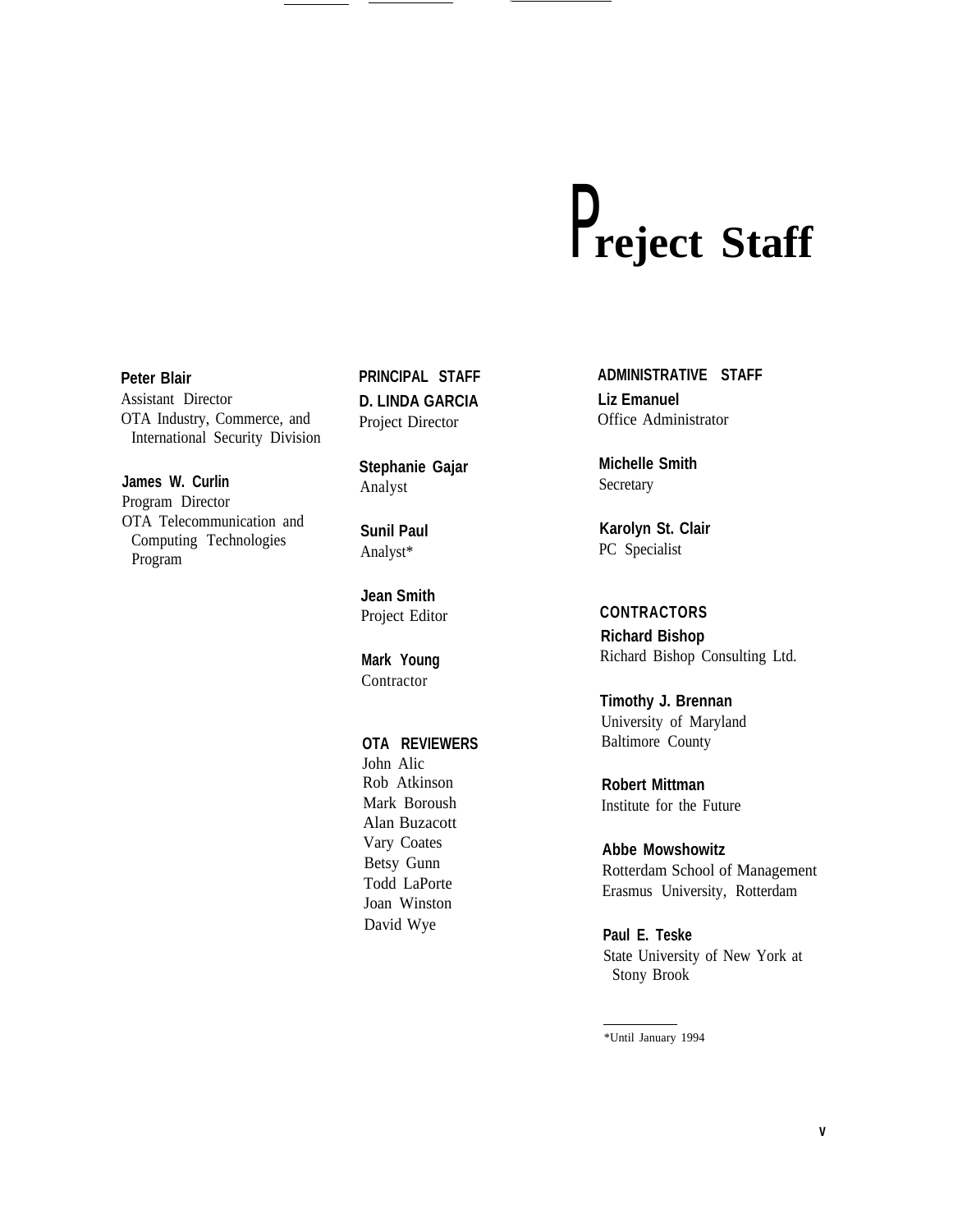# Preject Staff

**Peter Blair**
Assistant Director
OTA Industry, Commerce, and International Security Division

**James W. Curlin**
Program Director
OTA Telecommunication and Computing Technologies Program

**PRINCIPAL STAFF**

**D. LINDA GARCIA**
Project Director

**Stephanie Gajar**
Analyst

**Sunil Paul**
Analyst*

**Jean Smith**
Project Editor

**Mark Young**
Contractor

**OTA REVIEWERS**

John Alic
Rob Atkinson
Mark Boroush
Alan Buzacott
Vary Coates
Betsy Gunn
Todd LaPorte
Joan Winston
David Wye

**ADMINISTRATIVE STAFF**

**Liz Emanuel**
Office Administrator

**Michelle Smith**
Secretary

**Karolyn St. Clair**
PC Specialist

**CONTRACTORS**

**Richard Bishop**
Richard Bishop Consulting Ltd.

**Timothy J. Brennan**
University of Maryland Baltimore County

**Robert Mittman**
Institute for the Future

**Abbe Mowshowitz**
Rotterdam School of Management
Erasmus University, Rotterdam

**Paul E. Teske**
State University of New York at Stony Brook

---

*Until January 1994